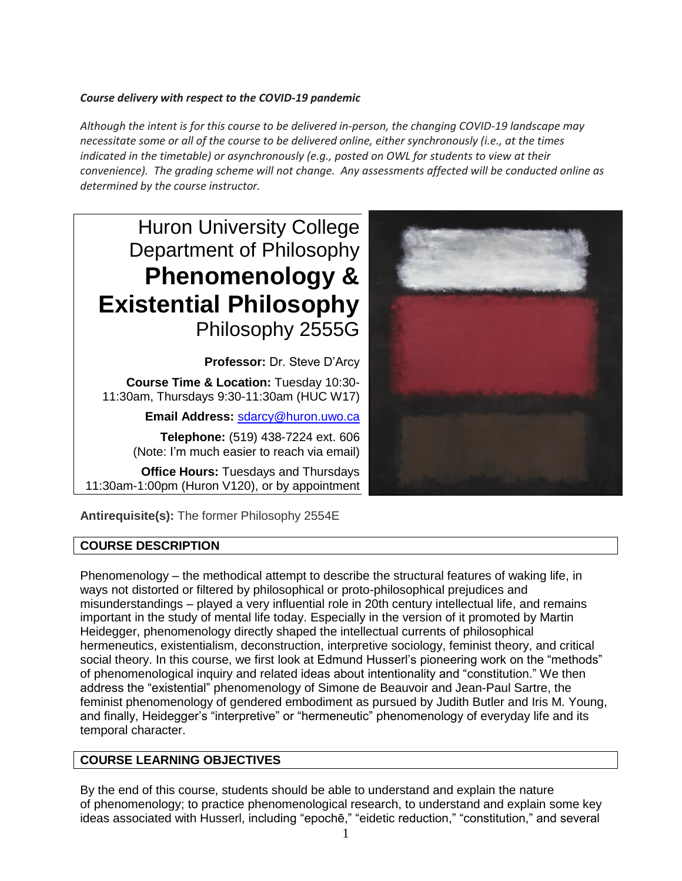***Course delivery with respect to the COVID-19 pandemic***

*Although the intent is for this course to be delivered in-person, the changing COVID-19 landscape may necessitate some or all of the course to be delivered online, either synchronously (i.e., at the times indicated in the timetable) or asynchronously (e.g., posted on OWL for students to view at their convenience). The grading scheme will not change. Any assessments affected will be conducted online as determined by the course instructor.*

Huron University College
Department of Philosophy

# Phenomenology & Existential Philosophy

Philosophy 2555G

**Professor:** Dr. Steve D'Arcy

**Course Time & Location:** Tuesday 10:30-11:30am, Thursdays 9:30-11:30am (HUC W17)

**Email Address:** sdarcy@huron.uwo.ca

**Telephone:** (519) 438-7224 ext. 606 (Note: I'm much easier to reach via email)

**Office Hours:** Tuesdays and Thursdays 11:30am-1:00pm (Huron V120), or by appointment

**Antirequisite(s):** The former Philosophy 2554E

## COURSE DESCRIPTION

Phenomenology – the methodical attempt to describe the structural features of waking life, in ways not distorted or filtered by philosophical or proto-philosophical prejudices and misunderstandings – played a very influential role in 20th century intellectual life, and remains important in the study of mental life today. Especially in the version of it promoted by Martin Heidegger, phenomenology directly shaped the intellectual currents of philosophical hermeneutics, existentialism, deconstruction, interpretive sociology, feminist theory, and critical social theory. In this course, we first look at Edmund Husserl's pioneering work on the "methods" of phenomenological inquiry and related ideas about intentionality and "constitution." We then address the "existential" phenomenology of Simone de Beauvoir and Jean-Paul Sartre, the feminist phenomenology of gendered embodiment as pursued by Judith Butler and Iris M. Young, and finally, Heidegger's "interpretive" or "hermeneutic" phenomenology of everyday life and its temporal character.

## COURSE LEARNING OBJECTIVES

By the end of this course, students should be able to understand and explain the nature of phenomenology; to practice phenomenological research, to understand and explain some key ideas associated with Husserl, including "epochē," "eidetic reduction," "constitution," and several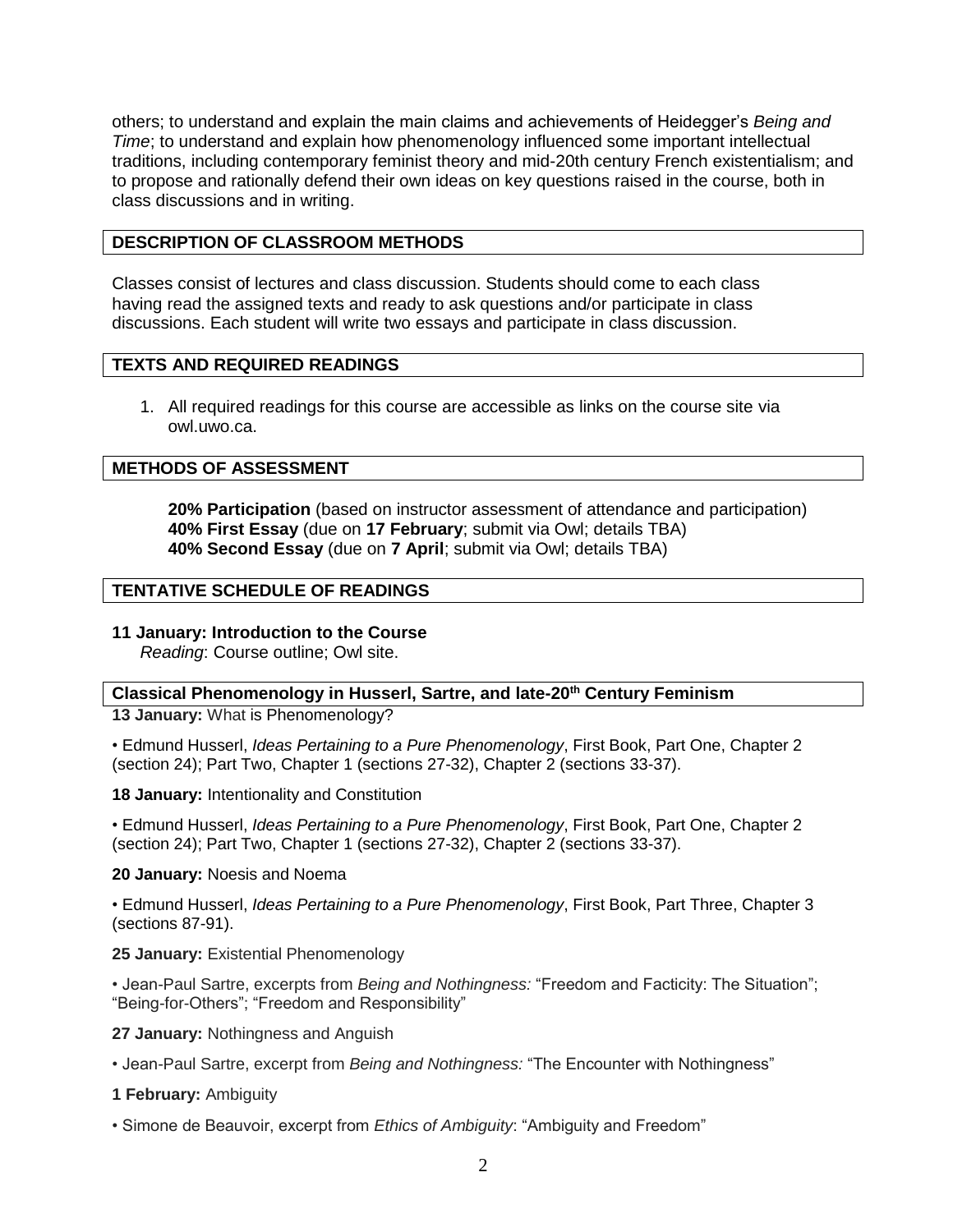others; to understand and explain the main claims and achievements of Heidegger's *Being and Time*; to understand and explain how phenomenology influenced some important intellectual traditions, including contemporary feminist theory and mid-20th century French existentialism; and to propose and rationally defend their own ideas on key questions raised in the course, both in class discussions and in writing.

## DESCRIPTION OF CLASSROOM METHODS

Classes consist of lectures and class discussion. Students should come to each class having read the assigned texts and ready to ask questions and/or participate in class discussions. Each student will write two essays and participate in class discussion.

## TEXTS AND REQUIRED READINGS

1. All required readings for this course are accessible as links on the course site via owl.uwo.ca.

## METHODS OF ASSESSMENT

**20% Participation** (based on instructor assessment of attendance and participation)
**40% First Essay** (due on **17 February**; submit via Owl; details TBA)
**40% Second Essay** (due on **7 April**; submit via Owl; details TBA)

## TENTATIVE SCHEDULE OF READINGS

**11 January: Introduction to the Course**
*Reading*: Course outline; Owl site.

### Classical Phenomenology in Husserl, Sartre, and late-20th Century Feminism

**13 January:** What is Phenomenology?

• Edmund Husserl, *Ideas Pertaining to a Pure Phenomenology*, First Book, Part One, Chapter 2 (section 24); Part Two, Chapter 1 (sections 27-32), Chapter 2 (sections 33-37).

**18 January:** Intentionality and Constitution

• Edmund Husserl, *Ideas Pertaining to a Pure Phenomenology*, First Book, Part One, Chapter 2 (section 24); Part Two, Chapter 1 (sections 27-32), Chapter 2 (sections 33-37).

**20 January:** Noesis and Noema

• Edmund Husserl, *Ideas Pertaining to a Pure Phenomenology*, First Book, Part Three, Chapter 3 (sections 87-91).

**25 January:** Existential Phenomenology

• Jean-Paul Sartre, excerpts from *Being and Nothingness:* "Freedom and Facticity: The Situation"; "Being-for-Others"; "Freedom and Responsibility"

**27 January:** Nothingness and Anguish

• Jean-Paul Sartre, excerpt from *Being and Nothingness:* "The Encounter with Nothingness"

**1 February:** Ambiguity

• Simone de Beauvoir, excerpt from *Ethics of Ambiguity*: "Ambiguity and Freedom"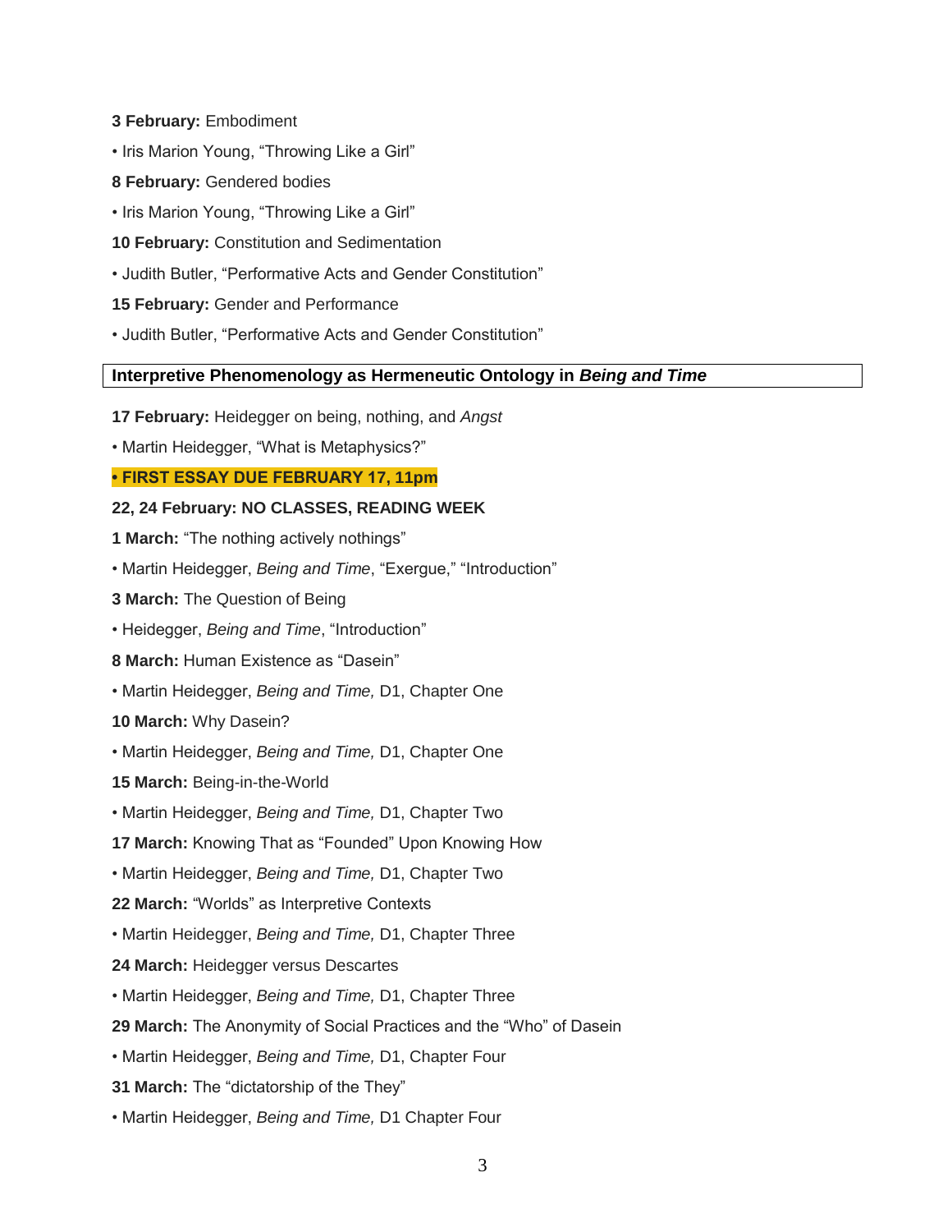**3 February:** Embodiment

- Iris Marion Young, “Throwing Like a Girl”

**8 February:** Gendered bodies

- Iris Marion Young, “Throwing Like a Girl”

**10 February:** Constitution and Sedimentation

- Judith Butler, “Performative Acts and Gender Constitution”

**15 February:** Gender and Performance

- Judith Butler, “Performative Acts and Gender Constitution”

## Interpretive Phenomenology as Hermeneutic Ontology in *Being and Time*

**17 February:** Heidegger on being, nothing, and *Angst*

- Martin Heidegger, “What is Metaphysics?”

**• FIRST ESSAY DUE FEBRUARY 17, 11pm**

**22, 24 February: NO CLASSES, READING WEEK**

**1 March:** “The nothing actively nothings”

- Martin Heidegger, *Being and Time*, “Exergue,” “Introduction”

**3 March:** The Question of Being

- Heidegger, *Being and Time*, “Introduction”

**8 March:** Human Existence as “Dasein”

- Martin Heidegger, *Being and Time,* D1, Chapter One

**10 March:** Why Dasein?

- Martin Heidegger, *Being and Time,* D1, Chapter One

**15 March:** Being-in-the-World

- Martin Heidegger, *Being and Time,* D1, Chapter Two

**17 March:** Knowing That as “Founded” Upon Knowing How

- Martin Heidegger, *Being and Time,* D1, Chapter Two

**22 March:** “Worlds” as Interpretive Contexts

- Martin Heidegger, *Being and Time,* D1, Chapter Three

**24 March:** Heidegger versus Descartes

- Martin Heidegger, *Being and Time,* D1, Chapter Three

**29 March:** The Anonymity of Social Practices and the “Who” of Dasein

- Martin Heidegger, *Being and Time,* D1, Chapter Four

**31 March:** The “dictatorship of the They”

- Martin Heidegger, *Being and Time,* D1 Chapter Four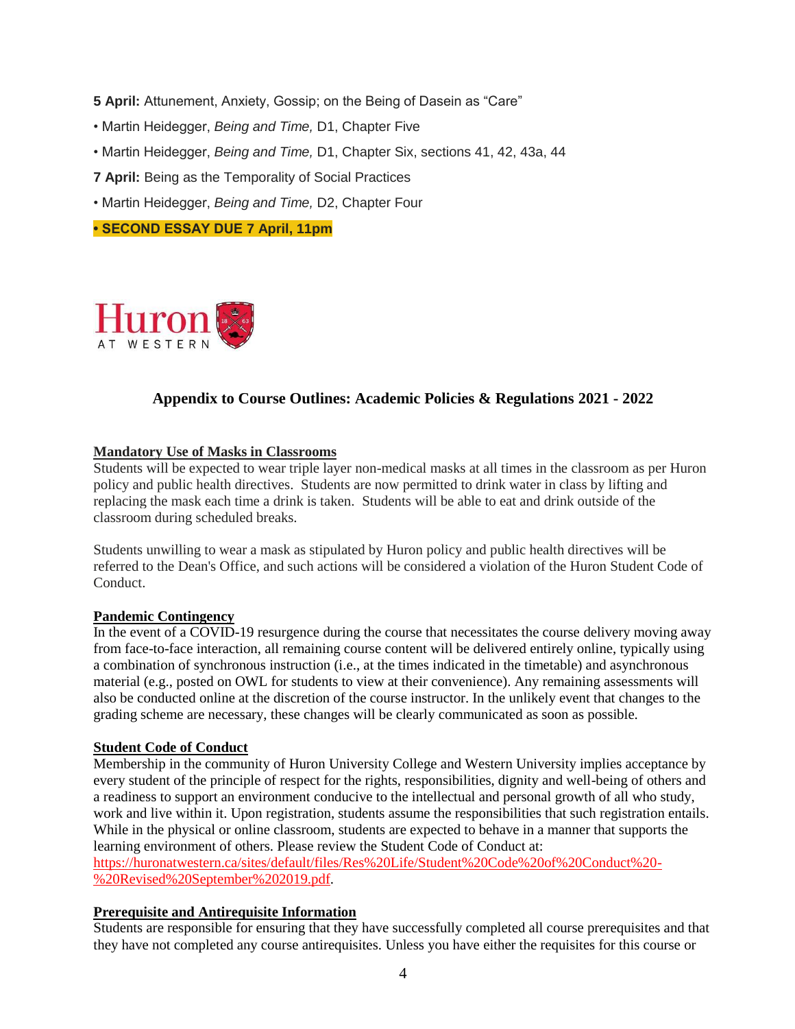**5 April:** Attunement, Anxiety, Gossip; on the Being of Dasein as "Care"

- Martin Heidegger, *Being and Time,* D1, Chapter Five
- Martin Heidegger, *Being and Time,* D1, Chapter Six, sections 41, 42, 43a, 44

**7 April:** Being as the Temporality of Social Practices

- Martin Heidegger, *Being and Time,* D2, Chapter Four

**• SECOND ESSAY DUE 7 April, 11pm**

Huron AT WESTERN

## Appendix to Course Outlines: Academic Policies & Regulations 2021 - 2022

### Mandatory Use of Masks in Classrooms

Students will be expected to wear triple layer non-medical masks at all times in the classroom as per Huron policy and public health directives. Students are now permitted to drink water in class by lifting and replacing the mask each time a drink is taken. Students will be able to eat and drink outside of the classroom during scheduled breaks.

Students unwilling to wear a mask as stipulated by Huron policy and public health directives will be referred to the Dean's Office, and such actions will be considered a violation of the Huron Student Code of Conduct.

### Pandemic Contingency

In the event of a COVID-19 resurgence during the course that necessitates the course delivery moving away from face-to-face interaction, all remaining course content will be delivered entirely online, typically using a combination of synchronous instruction (i.e., at the times indicated in the timetable) and asynchronous material (e.g., posted on OWL for students to view at their convenience). Any remaining assessments will also be conducted online at the discretion of the course instructor. In the unlikely event that changes to the grading scheme are necessary, these changes will be clearly communicated as soon as possible.

### Student Code of Conduct

Membership in the community of Huron University College and Western University implies acceptance by every student of the principle of respect for the rights, responsibilities, dignity and well-being of others and a readiness to support an environment conducive to the intellectual and personal growth of all who study, work and live within it. Upon registration, students assume the responsibilities that such registration entails. While in the physical or online classroom, students are expected to behave in a manner that supports the learning environment of others. Please review the Student Code of Conduct at: https://huronatwestern.ca/sites/default/files/Res%20Life/Student%20Code%20of%20Conduct%20-%20Revised%20September%202019.pdf.

### Prerequisite and Antirequisite Information

Students are responsible for ensuring that they have successfully completed all course prerequisites and that they have not completed any course antirequisites. Unless you have either the requisites for this course or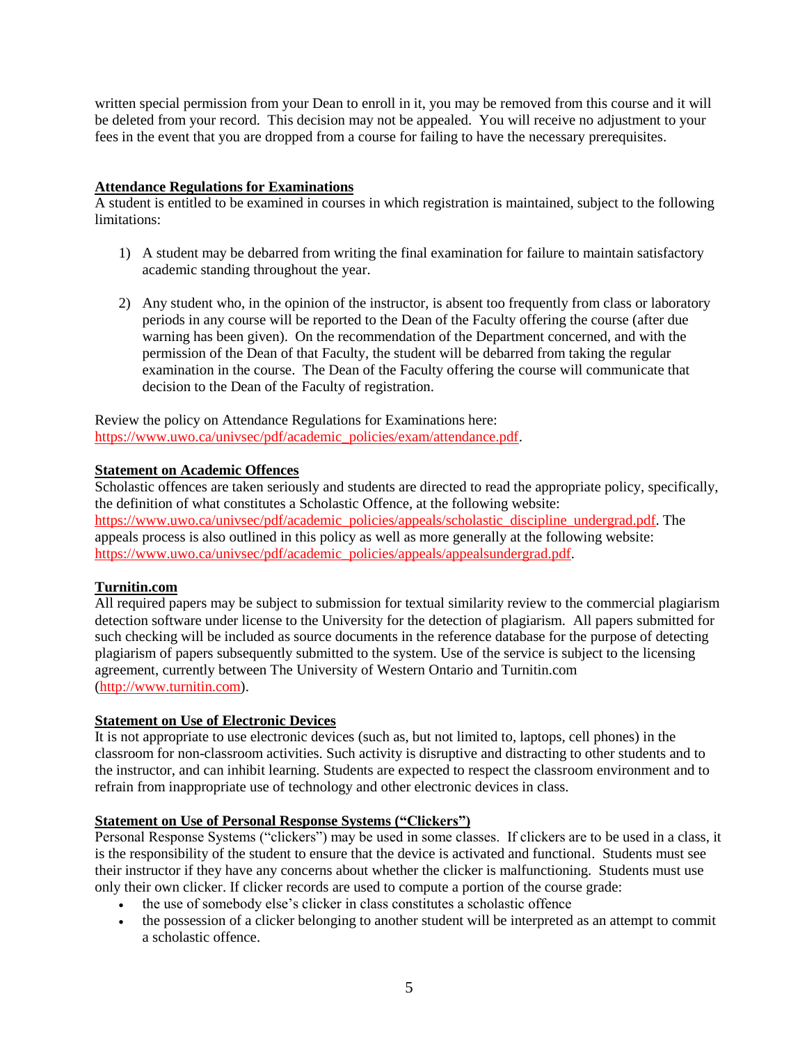written special permission from your Dean to enroll in it, you may be removed from this course and it will be deleted from your record. This decision may not be appealed. You will receive no adjustment to your fees in the event that you are dropped from a course for failing to have the necessary prerequisites.

## Attendance Regulations for Examinations

A student is entitled to be examined in courses in which registration is maintained, subject to the following limitations:

1) A student may be debarred from writing the final examination for failure to maintain satisfactory academic standing throughout the year.

2) Any student who, in the opinion of the instructor, is absent too frequently from class or laboratory periods in any course will be reported to the Dean of the Faculty offering the course (after due warning has been given). On the recommendation of the Department concerned, and with the permission of the Dean of that Faculty, the student will be debarred from taking the regular examination in the course. The Dean of the Faculty offering the course will communicate that decision to the Dean of the Faculty of registration.

Review the policy on Attendance Regulations for Examinations here: https://www.uwo.ca/univsec/pdf/academic_policies/exam/attendance.pdf.

## Statement on Academic Offences

Scholastic offences are taken seriously and students are directed to read the appropriate policy, specifically, the definition of what constitutes a Scholastic Offence, at the following website: https://www.uwo.ca/univsec/pdf/academic_policies/appeals/scholastic_discipline_undergrad.pdf. The appeals process is also outlined in this policy as well as more generally at the following website: https://www.uwo.ca/univsec/pdf/academic_policies/appeals/appealsundergrad.pdf.

## Turnitin.com

All required papers may be subject to submission for textual similarity review to the commercial plagiarism detection software under license to the University for the detection of plagiarism. All papers submitted for such checking will be included as source documents in the reference database for the purpose of detecting plagiarism of papers subsequently submitted to the system. Use of the service is subject to the licensing agreement, currently between The University of Western Ontario and Turnitin.com (http://www.turnitin.com).

## Statement on Use of Electronic Devices

It is not appropriate to use electronic devices (such as, but not limited to, laptops, cell phones) in the classroom for non-classroom activities. Such activity is disruptive and distracting to other students and to the instructor, and can inhibit learning. Students are expected to respect the classroom environment and to refrain from inappropriate use of technology and other electronic devices in class.

## Statement on Use of Personal Response Systems ("Clickers")

Personal Response Systems ("clickers") may be used in some classes. If clickers are to be used in a class, it is the responsibility of the student to ensure that the device is activated and functional. Students must see their instructor if they have any concerns about whether the clicker is malfunctioning. Students must use only their own clicker. If clicker records are used to compute a portion of the course grade:

- the use of somebody else's clicker in class constitutes a scholastic offence
- the possession of a clicker belonging to another student will be interpreted as an attempt to commit a scholastic offence.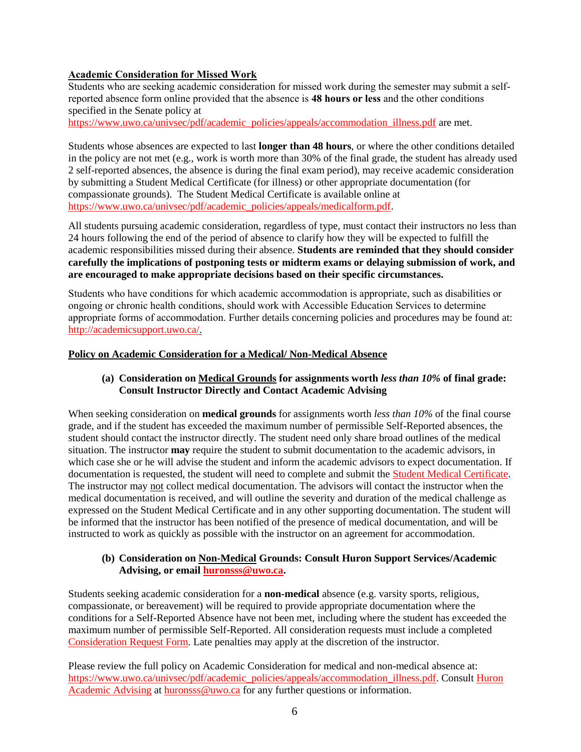## Academic Consideration for Missed Work

Students who are seeking academic consideration for missed work during the semester may submit a self-reported absence form online provided that the absence is **48 hours or less** and the other conditions specified in the Senate policy at https://www.uwo.ca/univsec/pdf/academic_policies/appeals/accommodation_illness.pdf are met.

Students whose absences are expected to last **longer than 48 hours**, or where the other conditions detailed in the policy are not met (e.g., work is worth more than 30% of the final grade, the student has already used 2 self-reported absences, the absence is during the final exam period), may receive academic consideration by submitting a Student Medical Certificate (for illness) or other appropriate documentation (for compassionate grounds). The Student Medical Certificate is available online at https://www.uwo.ca/univsec/pdf/academic_policies/appeals/medicalform.pdf.

All students pursuing academic consideration, regardless of type, must contact their instructors no less than 24 hours following the end of the period of absence to clarify how they will be expected to fulfill the academic responsibilities missed during their absence. **Students are reminded that they should consider carefully the implications of postponing tests or midterm exams or delaying submission of work, and are encouraged to make appropriate decisions based on their specific circumstances.**

Students who have conditions for which academic accommodation is appropriate, such as disabilities or ongoing or chronic health conditions, should work with Accessible Education Services to determine appropriate forms of accommodation. Further details concerning policies and procedures may be found at: http://academicsupport.uwo.ca/.

## Policy on Academic Consideration for a Medical/ Non-Medical Absence

### (a) Consideration on Medical Grounds for assignments worth *less than 10%* of final grade: Consult Instructor Directly and Contact Academic Advising

When seeking consideration on **medical grounds** for assignments worth *less than 10%* of the final course grade, and if the student has exceeded the maximum number of permissible Self-Reported absences, the student should contact the instructor directly. The student need only share broad outlines of the medical situation. The instructor **may** require the student to submit documentation to the academic advisors, in which case she or he will advise the student and inform the academic advisors to expect documentation. If documentation is requested, the student will need to complete and submit the Student Medical Certificate. The instructor may not collect medical documentation. The advisors will contact the instructor when the medical documentation is received, and will outline the severity and duration of the medical challenge as expressed on the Student Medical Certificate and in any other supporting documentation. The student will be informed that the instructor has been notified of the presence of medical documentation, and will be instructed to work as quickly as possible with the instructor on an agreement for accommodation.

### (b) Consideration on Non-Medical Grounds: Consult Huron Support Services/Academic Advising, or email huronsss@uwo.ca.

Students seeking academic consideration for a **non-medical** absence (e.g. varsity sports, religious, compassionate, or bereavement) will be required to provide appropriate documentation where the conditions for a Self-Reported Absence have not been met, including where the student has exceeded the maximum number of permissible Self-Reported. All consideration requests must include a completed Consideration Request Form. Late penalties may apply at the discretion of the instructor.

Please review the full policy on Academic Consideration for medical and non-medical absence at: https://www.uwo.ca/univsec/pdf/academic_policies/appeals/accommodation_illness.pdf. Consult Huron Academic Advising at huronsss@uwo.ca for any further questions or information.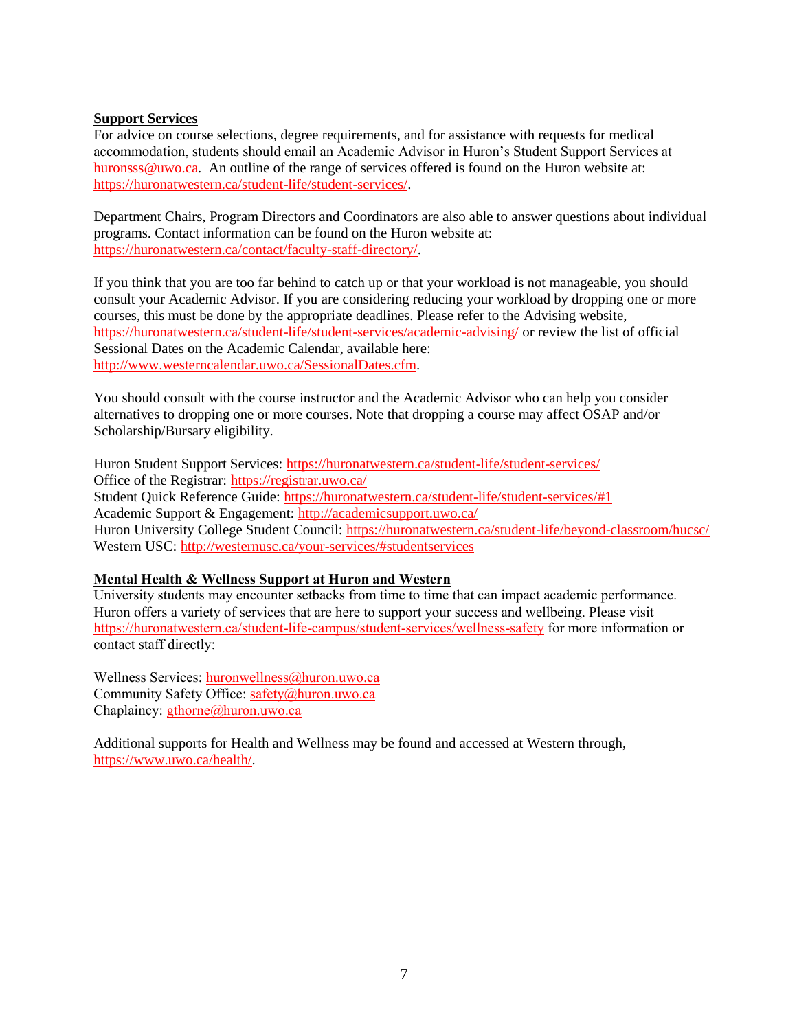**Support Services**

For advice on course selections, degree requirements, and for assistance with requests for medical accommodation, students should email an Academic Advisor in Huron's Student Support Services at huronsss@uwo.ca. An outline of the range of services offered is found on the Huron website at: https://huronatwestern.ca/student-life/student-services/.

Department Chairs, Program Directors and Coordinators are also able to answer questions about individual programs. Contact information can be found on the Huron website at: https://huronatwestern.ca/contact/faculty-staff-directory/.

If you think that you are too far behind to catch up or that your workload is not manageable, you should consult your Academic Advisor. If you are considering reducing your workload by dropping one or more courses, this must be done by the appropriate deadlines. Please refer to the Advising website, https://huronatwestern.ca/student-life/student-services/academic-advising/ or review the list of official Sessional Dates on the Academic Calendar, available here: http://www.westerncalendar.uwo.ca/SessionalDates.cfm.

You should consult with the course instructor and the Academic Advisor who can help you consider alternatives to dropping one or more courses. Note that dropping a course may affect OSAP and/or Scholarship/Bursary eligibility.

Huron Student Support Services: https://huronatwestern.ca/student-life/student-services/
Office of the Registrar: https://registrar.uwo.ca/
Student Quick Reference Guide: https://huronatwestern.ca/student-life/student-services/#1
Academic Support & Engagement: http://academicsupport.uwo.ca/
Huron University College Student Council: https://huronatwestern.ca/student-life/beyond-classroom/hucsc/
Western USC: http://westernusc.ca/your-services/#studentservices

**Mental Health & Wellness Support at Huron and Western**

University students may encounter setbacks from time to time that can impact academic performance. Huron offers a variety of services that are here to support your success and wellbeing. Please visit https://huronatwestern.ca/student-life-campus/student-services/wellness-safety for more information or contact staff directly:

Wellness Services: huronwellness@huron.uwo.ca
Community Safety Office: safety@huron.uwo.ca
Chaplaincy: gthorne@huron.uwo.ca

Additional supports for Health and Wellness may be found and accessed at Western through, https://www.uwo.ca/health/.